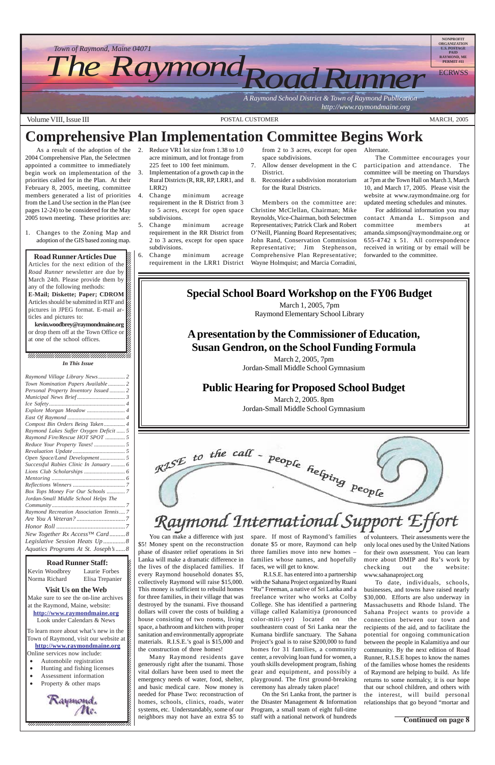Town of Raymond, Maine 04071

# The Raymond Road Runner

A Raymond School District & Town of Raymond Publication
http://www.raymondmaine.org

NONPROFIT ORGANIZATION U.S. POSTAGE PAID RAYMOND, ME PERMIT #11

ECRWSS

Volume VIII, Issue III — POSTAL CUSTOMER — MARCH, 2005

# Comprehensive Plan Implementation Committee Begins Work

As a result of the adoption of the 2004 Comprehensive Plan, the Selectmen appointed a committee to immediately begin work on implementation of the priorities called for in the Plan. At their February 8, 2005, meeting, committee members generated a list of priorities from the Land Use section in the Plan (see pages 12-24) to be considered for the May 2005 town meeting. These priorities are:

1. Changes to the Zoning Map and adoption of the GIS based zoning map.
2. Reduce VR1 lot size from 1.38 to 1.0 acre minimum, and lot frontage from 225 feet to 100 feet minimum.
3. Implementation of a growth cap in the Rural Districts (R, RR, RP, LRR1, and LRR2)
4. Change minimum acreage requirement in the R District from 3 to 5 acres, except for open space subdivisions.
5. Change minimum acreage requirement in the RR District from 2 to 3 acres, except for open space subdivisions.
6. Change minimum acreage requirement in the LRR1 District from 2 to 3 acres, except for open space subdivisions.
7. Allow denser development in the C District.
8. Reconsider a subdivision moratorium for the Rural Districts.

Members on the committee are: Christine McClellan, Chairman; Mike Reynolds, Vice-Chairman, both Selectmen Representatives; Patrick Clark and Robert O'Neill, Planning Board Representatives; John Rand, Conservation Commission Representative; Jim Stephenson, Comprehensive Plan Representative; Wayne Holmquist; and Marcia Corradini, Alternate.

The Committee encourages your participation and attendance. The committee will be meeting on Thursdays at 7pm at the Town Hall on March 3, March 10, and March 17, 2005. Please visit the website at www.raymondmaine.org for updated meeting schedules and minutes.

For additional information you may contact Amanda L. Simpson and committee members at amanda.simpson@raymondmaine.org or 655-4742 x 51. All correspondence received in writing or by email will be forwarded to the committee.

## Road Runner Articles Due

Articles for the next edition of the *Road Runner* newsletter are due by March 24th. Please provide them by any of the following methods:

**E-Mail; Diskette; Paper; CDROM**

Articles should be submitted in RTF and pictures in JPEG format. E-mail articles and pictures to:

**kevin.woodbrey@raymondmaine.org**

or drop them off at the Town Office or at one of the school offices.

## Special School Board Workshop on the FY06 Budget

March 1, 2005, 7pm
Raymond Elementary School Library

## A presentation by the Commissioner of Education, Susan Gendron, on the School Funding Formula

March 2, 2005, 7pm
Jordan-Small Middle School Gymnasium

## Public Hearing for Proposed School Budget

March 2, 2005. 8pm
Jordan-Small Middle School Gymnasium

*In This Issue*

- *Raymond Village Library News* ... 2
- *Town Nomination Papers Available* ... 2
- *Personal Property Inventory Issued* ... 2
- *Municipal News Brief* ... 3
- *Ice Safety* ... 4
- *Explore Morgan Meadow* ... 4
- *East Of Raymond* ... 4
- *Compost Bin Orders Being Taken* ... 4
- *Raymond Lakes Suffer Oxygen Deficit* ... 5
- *Raymond Fire/Rescue HOT SPOT* ... 5
- *Reduce Your Property Taxes!* ... 5
- *Revaluation Update* ... 5
- *Open Space/Land Development* ... 5
- *Successful Rabies Clinic In January* ... 6
- *Lions Club Scholarships* ... 6
- *Mentoring* ... 6
- *Reflections Winners* ... 7
- *Box Tops Money For Our Schools* ... 7
- *Jordan-Small Middle School Helps The Community* ... 7
- *Raymond Recreation Association Tennis* ... 7
- *Are You A Veteran?* ... 7
- *Honor Roll* ... 7
- *New Together Rx Access™ Card* ... 8
- *Legislative Session Heats Up* ... 8
- *Aquatics Programs At St. Joseph's* ... 8

## Road Runner Staff:

| | |
|---|---|
| Kevin Woodbrey | Laurie Forbes |
| Norma Richard | Elisa Trepanier |

## Visit Us on the Web

Make sure to see the on-line archives at the Raymond, Maine, website:
**http://www.raymondmaine.org**
Look under Calendars & News

To learn more about what's new in the Town of Raymond, visit our website at **http://www.raymondmaine.org**
Online services now include:

- Automobile registration
- Hunting and fishing licenses
- Assessment information
- Property & other maps

Raymond, Me.

RISE to the call - people helping people

# Raymond International Support Effort

You can make a difference with just $5! Money spent on the reconstruction phase of disaster relief operations in Sri Lanka will make a dramatic difference in the lives of the displaced families. If every Raymond household donates $5, collectively Raymond will raise $15,000. This money is sufficient to rebuild homes for three families, in their village that was destroyed by the tsunami. Five thousand dollars will cover the costs of building a house consisting of two rooms, living space, a bathroom and kitchen with proper sanitation and environmentally appropriate materials. R.I.S.E.'s goal is $15,000 and the construction of three homes!

Many Raymond residents gave generously right after the tsunami. Those vital dollars have been used to meet the emergency needs of water, food, shelter, and basic medical care. Now money is needed for Phase Two: reconstruction of homes, schools, clinics, roads, water systems, etc. Understandably, some of our neighbors may not have an extra $5 to spare. If most of Raymond's families donate $5 or more, Raymond can help three families move into new homes – families whose names, and hopefully faces, we will get to know.

R.I.S.E. has entered into a partnership with the Sahana Project organized by Ruani "Ru" Freeman, a native of Sri Lanka and a freelance writer who works at Colby College. She has identified a partnering village called Kalamitiya (pronounced color-miti-yer) located on the southeastern coast of Sri Lanka near the Kumana birdlife sanctuary. The Sahana Project's goal is to raise $200,000 to fund homes for 31 families, a community center, a revolving loan fund for women, a youth skills development program, fishing gear and equipment, and possibly a playground. The first ground-breaking ceremony has already taken place!

On the Sri Lanka front, the partner is the Disaster Management & Information Program, a small team of eight full-time staff with a national network of hundreds of volunteers. Their assessments were the only local ones used by the United Nations for their own assessment. You can learn more about DMIP and Ru's work by checking out the website: www.sahanaproject.org

To date, individuals, schools, businesses, and towns have raised nearly $30,000. Efforts are also underway in Massachusetts and Rhode Island. The Sahana Project wants to provide a connection between our town and recipients of the aid, and to facilitate the potential for ongoing communication between the people in Kalamitiya and our community. By the next edition of Road Runner, R.I.S.E hopes to know the names of the families whose homes the residents of Raymond are helping to build. As life returns to some normalcy, it is our hope that our school children, and others with the interest, will build personal relationships that go beyond "mortar and

**Continued on page 8**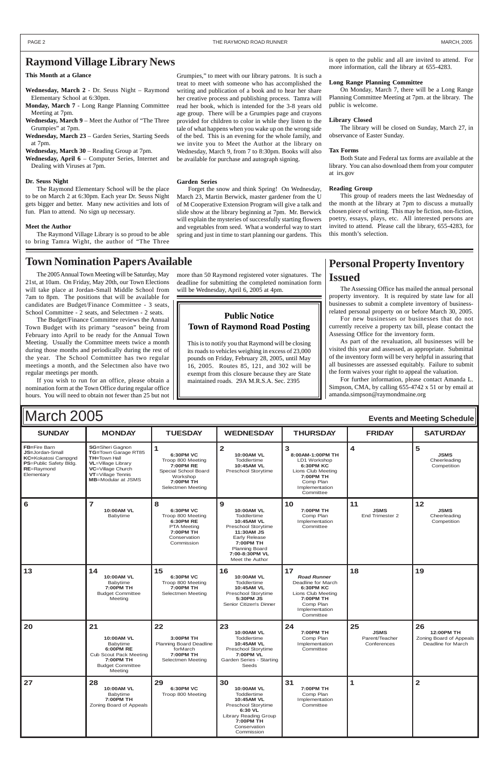# Raymond Village Library News

**This Month at a Glance**

**Wednesday, March 2** - Dr. Seuss Night – Raymond Elementary School at 6:30pm.
**Monday, March 7** - Long Range Planning Committee Meeting at 7pm.
**Wednesday, March 9** – Meet the Author of "The Three Grumpies" at 7pm.
**Wednesday, March 23** – Garden Series, Starting Seeds at 7pm.
**Wednesday, March 30** – Reading Group at 7pm.
**Wednesday, April 6** – Computer Series, Internet and Dealing with Viruses at 7pm.

**Dr. Seuss Night**

The Raymond Elementary School will be the place to be on March 2 at 6:30pm. Each year Dr. Seuss Night gets bigger and better. Many new activities and lots of fun. Plan to attend. No sign up necessary.

**Meet the Author**

The Raymond Village Library is so proud to be able to bring Tamra Wight, the author of "The Three Grumpies," to meet with our library patrons. It is such a treat to meet with someone who has accomplished the writing and publication of a book and to hear her share her creative process and publishing process. Tamra will read her book, which is intended for the 3-8 years old age group. There will be a Grumpies page and crayons provided for children to color in while they listen to the tale of what happens when you wake up on the wrong side of the bed. This is an evening for the whole family, and we invite you to Meet the Author at the library on Wednesday, March 9, from 7 to 8:30pm. Books will also be available for purchase and autograph signing.

**Garden Series**

Forget the snow and think Spring! On Wednesday, March 23, Martin Berwick, master gardener from the U of M Cooperative Extension Program will give a talk and slide show at the library beginning at 7pm. Mr. Berwick will explain the mysteries of successfully starting flowers and vegetables from seed. What a wonderful way to start spring and just in time to start planning our gardens. This is open to the public and all are invited to attend. For more information, call the library at 655-4283.

**Long Range Planning Committee**

On Monday, March 7, there will be a Long Range Planning Committee Meeting at 7pm. at the library. The public is welcome.

**Library Closed**

The library will be closed on Sunday, March 27, in observance of Easter Sunday.

**Tax Forms**

Both State and Federal tax forms are available at the library. You can also download them from your computer at irs.gov

**Reading Group**

This group of readers meets the last Wednesday of the month at the library at 7pm to discuss a mutually chosen piece of writing. This may be fiction, non-fiction, poetry, essays, plays, etc. All interested persons are invited to attend. Please call the library, 655-4283, for this month's selection.

# Town Nomination Papers Available

The 2005 Annual Town Meeting will be Saturday, May 21st, at 10am. On Friday, May 20th, our Town Elections will take place at Jordan-Small Middle School from 7am to 8pm. The positions that will be available for candidates are Budget/Finance Committee - 3 seats, School Committee - 2 seats, and Selectmen - 2 seats.

The Budget/Finance Committee reviews the Annual Town Budget with its primary "season" being from February into April to be ready for the Annual Town Meeting. Usually the Committee meets twice a month during those months and periodically during the rest of the year. The School Committee has two regular meetings a month, and the Selectmen also have two regular meetings per month.

If you wish to run for an office, please obtain a nomination form at the Town Office during regular office hours. You will need to obtain not fewer than 25 but not more than 50 Raymond registered voter signatures. The deadline for submitting the completed nomination form will be Wednesday, April 6, 2005 at 4pm.

## Public Notice
## Town of Raymond Road Posting

This is to notify you that Raymond will be closing its roads to vehicles weighing in excess of 23,000 pounds on Friday, February 28, 2005, until May 16, 2005. Routes 85, 121, and 302 will be exempt from this closure because they are State maintained roads. 29A M.R.S.A. Sec. 2395

# Personal Property Inventory Issued

The Assessing Office has mailed the annual personal property inventory. It is required by state law for all businesses to submit a complete inventory of business-related personal property on or before March 30, 2005.

For new businesses or businesses that do not currently receive a property tax bill, please contact the Assessing Office for the inventory form.

As part of the revaluation, all businesses will be visited this year and assessed, as appropriate. Submittal of the inventory form will be very helpful in assuring that all businesses are assessed equitably. Failure to submit the form waives your right to appeal the valuation.

For further information, please contact Amanda L. Simpson, CMA, by calling 655-4742 x 51 or by email at amanda.simpson@raymondmaine.org

# March 2005

**Events and Meeting Schedule**

| SUNDAY | MONDAY | TUESDAY | WEDNESDAY | THURSDAY | FRIDAY | SATURDAY |
|---|---|---|---|---|---|---|
| **FB**=Fire Barn<br>**JS**=Jordan-Small<br>**KC**=Kokatosi Campgnd<br>**PS**=Public Safety Bldg.<br>**RE**=Raymond Elementary | **SG**=Sheri Gagnon<br>**TG**=Town Garage RT85<br>**TH**=Town Hall<br>**VL**=Village Library<br>**VC**=Village Church<br>**VT**=Village Tennis<br>**MB**=Modular at JSMS | **1**<br>**6:30PM VC** Troop 800 Meeting<br>**7:00PM RE** Special School Board Workshop<br>**7:00PM TH** Selectmen Meeting | **2**<br>**10:00AM VL** Toddlertime<br>**10:45AM VL** Preschool Storytime | **3**<br>**8:00AM-1:00PM TH** LD1 Workshop<br>**6:30PM KC** Lions Club Meeting<br>**7:00PM TH** Comp Plan Implementation Committee | **4** | **5**<br>**JSMS** Cheerleading Competition |
| **6** | **7**<br>**10:00AM VL** Babytime | **8**<br>**6:30PM VC** Troop 800 Meeting<br>**6:30PM RE** PTA Meeting<br>**7:00PM TH** Conservation Commission | **9**<br>**10:00AM VL** Toddlertime<br>**10:45AM VL** Preschool Storytime<br>**11:30AM JS** Early Release<br>**7:00PM TH** Planning Board<br>**7:00-8:30PM VL** Meet the Author | **10**<br>**7:00PM TH** Comp Plan Implementation Committee | **11**<br>**JSMS** End Trimester 2 | **12**<br>**JSMS** Cheerleading Competition |
| **13** | **14**<br>**10:00AM VL** Babytime<br>**7:00PM TH** Budget Committee Meeting | **15**<br>**6:30PM VC** Troop 800 Meeting<br>**7:00PM TH** Selectmen Meeting | **16**<br>**10:00AM VL** Toddlertime<br>**10:45AM VL** Preschool Storytime<br>**5:30PM JS** Senior Citizen's Dinner | **17**<br>***Road Runner*** Deadline for March<br>**6:30PM KC** Lions Club Meeting<br>**7:00PM TH** Comp Plan Implementation Committee | **18** | **19** |
| **20** | **21**<br>**10:00AM VL** Babytime<br>**6:00PM RE** Cub Scout Pack Meeting<br>**7:00PM TH** Budget Committee Meeting | **22**<br>**3:00PM TH** Planning Board Deadline forMarch<br>**7:00PM TH** Selectmen Meeting | **23**<br>**10:00AM VL** Toddlertime<br>**10:45AM VL** Preschool Storytime<br>**7:00PM VL** Garden Series - Starting Seeds | **24**<br>**7:00PM TH** Comp Plan Implementation Committee | **25**<br>**JSMS** Parent/Teacher Conferences | **26**<br>**12:00PM TH** Zoning Board of Appeals Deadline for March |
| **27** | **28**<br>**10:00AM VL** Babytime<br>**7:00PM TH** Zoning Board of Appeals | **29**<br>**6:30PM VC** Troop 800 Meeting | **30**<br>**10:00AM VL** Toddlertime<br>**10:45AM VL** Preschool Storytime<br>**6:30 VL** Library Reading Group<br>**7:00PM TH** Conservation Commission | **31**<br>**7:00PM TH** Comp Plan Implementation Committee | **1** | **2** |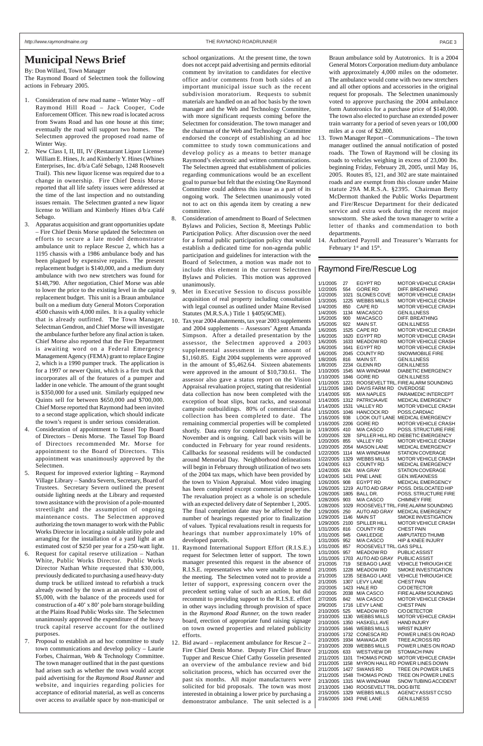# Municipal News Brief

By: Don Willard, Town Manager

The Raymond Board of Selectmen took the following actions in February 2005.

1. Consideration of new road name – Winter Way – off Raymond Hill Road – Jack Cooper, Code Enforcement Officer. This new road is located across from Swans Road and has one house at this time; eventually the road will support two homes. The Selectmen approved the proposed road name of Winter Way.
2. New Class I, II, III, IV (Restaurant Liquor License) William E. Hines, Jr. and Kimberly Y. Hines (Whines Enterprises, Inc. d/b/a Café Sebago, 1248 Roosevelt Trail). This new liquor license was required due to a change in ownership. Fire Chief Denis Morse reported that all life safety issues were addressed at the time of the last inspection and no outstanding issues remain. The Selectmen granted a new liquor license to William and Kimberly Hines d/b/a Café Sebago.
3. Apparatus acquisition and grant opportunities update – Fire Chief Denis Morse updated the Selectmen on efforts to secure a late model demonstrator ambulance unit to replace Rescue 2, which has a 1195 chassis with a 1986 ambulance body and has been plagued by expensive repairs. The present replacement budget is $140,000, and a medium duty ambulance with two new stretchers was found for $148,790. After negotiation, Chief Morse was able to lower the price to the existing level in the capital replacement budget. This unit is a Braun ambulance built on a medium duty General Motors Corporation 4500 chassis with 4,000 miles. It is a quality vehicle that is already outfitted. The Town Manager, Selectman Gendron, and Chief Morse will investigate the ambulance further before any final action is taken. Chief Morse also reported that the Fire Department is awaiting word on a Federal Emergency Management Agency (FEMA) grant to replace Engine 2, which is a 1990 pumper truck. The application is for a 1997 or newer Quint, which is a fire truck that incorporates all of the features of a pumper and ladder in one vehicle. The amount of the grant sought is $350,000 for a used unit. Similarly equipped new Quints sell for between $650,000 and $700,000. Chief Morse reported that Raymond had been invited to a second stage application, which should indicate the town's request is under serious consideration.
4. Consideration of appointment to Tassel Top Board of Directors – Denis Morse. The Tassel Top Board of Directors recommended Mr. Morse for appointment to the Board of Directors. This appointment was unanimously approved by the Selectmen.
5. Request for improved exterior lighting – Raymond Village Library – Sandra Severn, Secretary, Board of Trustees. Secretary Severn outlined the present outside lighting needs at the Library and requested town assistance with the provision of a pole-mounted streetlight and the assumption of ongoing maintenance costs. The Selectmen approved authorizing the town manager to work with the Public Works Director in locating a suitable utility pole and arranging for the installation of a yard light at an estimated cost of $250 per year for a 250-watt light.
6. Request for capital reserve utilization – Nathan White, Public Works Director. Public Works Director Nathan White requested that $30,000, previously dedicated to purchasing a used heavy-duty dump truck be utilized instead to refurbish a truck already owned by the town at an estimated cost of $5,000, with the balance of the proceeds used for construction of a 40' x 80' pole barn storage building at the Plains Road Public Works site. The Selectmen unanimously approved the expenditure of the heavy truck capital reserve account for the outlined purposes.
7. Proposal to establish an ad hoc committee to study town communications and develop policy – Laurie Forbes, Chairman, Web & Technology Committee. The town manager outlined that in the past questions had arisen such as whether the town would accept paid advertising for the *Raymond Road Runner* and website, and inquiries regarding policies for acceptance of editorial material, as well as concerns over access to available space by non-municipal or school organizations. At the present time, the town does not accept paid advertising and permits editorial comment by invitation to candidates for elective office and/or comments from both sides of an important municipal issue such as the recent subdivision moratorium. Requests to submit materials are handled on an ad hoc basis by the town manager and the Web and Technology Committee, with more significant requests coming before the Selectmen for consideration. The town manager and the chairman of the Web and Technology Committee endorsed the concept of establishing an ad hoc committee to study town communications and develop policy as a means to better manage Raymond's electronic and written communications. The Selectmen agreed that establishment of policies regarding communications would be an excellent goal to pursue but felt that the existing One Raymond Committee could address this issue as a part of its ongoing work. The Selectmen unanimously voted not to act on this agenda item by creating a new committee.
8. Consideration of amendment to Board of Selectmen Bylaws and Policies, Section 8, Meetings Public Participation Policy. After discussion over the need for a formal public participation policy that would establish a dedicated time for non-agenda public participation and guidelines for interaction with the Board of Selectmen, a motion was made not to include this element in the current Selectmen Bylaws and Policies. This motion was approved unanimously.
9. Met in Executive Session to discuss possible acquisition of real property including consultation with legal counsel as outlined under Maine Revised Statutes (M.R.S.A.) Title 1 §405(6CME).
10. Tax year 2004 abatements, tax year 2003 supplements and 2004 supplements – Assessors' Agent Amanda Simpson. After a detailed presentation by the assessor, the Selectmen approved a 2003 supplemental assessment in the amount of $1,160.85. Eight 2004 supplements were approved in the amount of $5,462.64. Sixteen abatements were approved in the amount of $10,730.61. The assessor also gave a status report on the Vision Appraisal revaluation project, stating that residential data collection has now been completed with the exception of boat slips, boat racks, and seasonal campsite outbuildings. 80% of commercial data collection has been completed to date. The remaining commercial properties will be completed shortly. Data entry for completed parcels began in November and is ongoing. Call back visits will be conducted in February for year round residents. Callbacks for seasonal residents will be conducted around Memorial Day. Neighborhood delineations will begin in February through utilization of two sets of the 2004 tax maps, which have been provided by the town to Vision Appraisal. Most video imaging has been completed except commercial properties. The revaluation project as a whole is on schedule with an expected delivery date of September 1, 2005. The final completion date may be affected by the number of hearings requested prior to finalization of values. Typical revaluations result in requests for hearings that number approximately 10% of developed parcels.
11. Raymond International Support Effort (R.I.S.E.) request for Selectmen letter of support. The town manager presented this request in the absence of R.I.S.E. representatives who were unable to attend the meeting. The Selectmen voted not to provide a letter of support, expressing concern over the precedent setting value of such an action, but did recommit to providing support to the R.I.S.E. effort in other ways including through provision of space in the *Raymond Road Runner,* on the town reader board, erection of appropriate fund raising signage on town owned properties and related publicity efforts.
12. Bid award – replacement ambulance for Rescue 2 – Fire Chief Denis Morse. Deputy Fire Chief Bruce Tupper and Rescue Chief Cathy Gosselin presented an overview of the ambulance review and bid solicitation process, which has occurred over the past six months. All major manufacturers were solicited for bid proposals. The town was most interested in obtaining a lower price by purchasing a demonstrator ambulance. The unit selected is a Braun ambulance sold by Autotronics. It is a 2004 General Motors Corporation medium duty ambulance with approximately 4,000 miles on the odometer. The ambulance would come with two new stretchers and all other options and accessories in the original request for proposals. The Selectmen unanimously voted to approve purchasing the 2004 ambulance form Autotronics for a purchase price of $140,000. The town also elected to purchase an extended power train warranty for a period of seven years or 100,000 miles at a cost of $2,800.
13. Town Manager Report – Communications – The town manager outlined the annual notification of posted roads. The Town of Raymond will be closing its roads to vehicles weighing in excess of 23,000 lbs. beginning Friday, February 28, 2005, until May 16, 2005. Routes 85, 121, and 302 are state maintained roads and are exempt from this closure under Maine statute 29A M.R.S.A. §2395. Chairman Betty McDermott thanked the Public Works Department and Fire/Rescue Department for their dedicated service and extra work during the recent major snowstorm. She asked the town manager to write a letter of thanks and commendation to both departments.
14. Authorized Payroll and Treasurer's Warrants for February 1st and 15th.

## Raymond Fire/Rescue Log

| Date | Time | Location | Incident |
|---|---|---|---|
| 1/1/2005 | 27 | EGYPT RD | MOTOR VEHICLE CRASH |
| 1/2/2005 | 554 | GORE RD | DIFF. BREATHING |
| 1/2/2005 | 1021 | SLONES COVE | MOTOR VEHICLE CRASH |
| 1/3/2005 | 1225 | WEBBS MILLS | MOTOR VEHICLE CRASH |
| 1/4/2005 | 850 | CAPE RD | MOTOR VEHICLE CRASH |
| 1/4/2005 | 1134 | M/ACASCO | GEN.ILLNESS |
| 1/5/2005 | 900 | M/ACASCO | DIFF. BREATHING |
| 1/5/2005 | 922 | MAIN ST. | GEN.ILLNESS |
| 1/6/2005 | 1525 | CAPE RD | MOTOR VEHICLE CRASH |
| 1/6/2005 | 1620 | EGYPT RD | MOTOR VEHICLE CRASH |
| 1/6/2005 | 1633 | MEADOW RD | MOTOR VEHICLE CRASH |
| 1/6/2005 | 1641 | EGYPT RD | MOTOR VEHICLE CRASH |
| 1/6/2005 | 2045 | COUNTY RD | SNOWMOBILE FIRE |
| 1/8/2005 | 816 | MAIN ST. | GEN.ILLNESS |
| 1/8/2005 | 2234 | GLENN RD | GEN.ILLNESS |
| 1/10/2005 | 1545 | M/A WINDHAM | DIABETIC EMERGENCY |
| 1/10/2005 | 1846 | GORE RD | GEN.ILLNESS |
| 1/11/2005 | 1221 | ROOSEVELT TRL. | FIRE ALARM SOUNDING |
| 1/11/2005 | 1840 | DAVIS FARM RD | OVERDOSE |
| 1/14/2005 | 935 | M/A NAPLES | PARAMEDIC INTERCEPT |
| 1/14/2005 | 1312 | PATRICIAAVE | MEDICAL EMERGENCY |
| 1/14/2005 | 1531 | VALLEY RD | MOTOR VEHICLE CRASH |
| 1/15/2005 | 1046 | HANCOCK RD | POSS.CARDIAC |
| 1/16/2005 | 938 | LOOK OUT LANE | MEDICAL EMERGENCY |
| 1/16/2005 | 2206 | GORE RD | MOTOR VEHICLE CRASH |
| 1/19/2005 | 410 | M/A CASCO | POSS. STRUCTURE FIRE |
| 1/20/2005 | 328 | SPILLER HILL RD | DIEBETIC EMERGENCY |
| 1/20/2005 | 855 | VALLEY RD | MOTOR VEHICLE CRASH |
| 1/20/2005 | 2054 | MASON LANE | MEDICAL EMERGENCY |
| 1/22/2005 | 1114 | M/A WINDHAM | STATION COVERAGE |
| 1/22/2005 | 1329 | WEBBS MILLS | MOTOR VEHICLE CRASH |
| 1/24/2005 | 613 | COUNTY RD | MEDICAL EMERGENCY |
| 1/24/2005 | 824 | M/A GRAY | STATION COVERAGE |
| 1/24/2005 | 1431 | PINE LANE | GEN.WEAKNESS |
| 1/26/2005 | 908 | EGYPT RD | MEDICAL EMERGENCY |
| 1/26/2005 | 1219 | AUTO AID GRAY | POSS. DISLOCATED HIP |
| 1/26/2005 | 1805 | BALL DR. | POSS. STRUCTURE FIRE |
| 1/28/2005 | 903 | M/A CASCO | CHIMNEY FIRE |
| 1/28/2005 | 1029 | ROOSEVELT TRL. | FIRE ALARM SOUNDING |
| 1/29/2005 | 250 | AUTO AID GRAY | MEDICAL EMERGENCY |
| 1/29/2005 | 1146 | MAIN ST | SMOKE INVESTIGATION |
| 1/29/2005 | 2100 | SPILLER HILL | MOTOR VEHICLE CRASH |
| 1/31/2005 | 816 | COUNTY RD | CHEST PAIN |
| 1/31/2005 | 945 | OAKLEDGE | AMPUTATED THUMB |
| 1/31/2005 | 952 | M/A CASCO | HIP & KNEE INJURY |
| 1/31/2005 | 857 | ROOSEVELT TRL. | GAS SPILL |
| 1/31/2005 | 957 | MEADOW RD | PUBLIC ASSIST |
| 1/31/2005 | 1703 | AUTO AID GRAY | PUBLIC ASSIST |
| 2/1/2005 | 719 | SEBAGO LAKE | VEHICLE THROUGH ICE |
| 2/1/2005 | 1228 | MEADOW RD | SMOKE INVESTIGATION |
| 2/1/2005 | 1235 | SEBAGO LAKE | VEHICLE THROUGH ICE |
| 2/1/2005 | 1307 | LEVY LANE | CHEST PAIN |
| 2/2/2005 | 1423 | HALE RD | C/O DETECTOR |
| 2/2/2005 | 2038 | M/A CASCO | FIRE ALARM SOUNDING |
| 2/7/2005 | 842 | M/A CASCO | MOTOR VEHICLE CRASH |
| 2/9/2005 | 1716 | LEVY LANE | CHEST PAIN |
| 2/10/2005 | 525 | MEADOW RD | C/O DETECTOR |
| 2/10/2005 | 1130 | WEBBS MILLS | MOTOR VEHICLE CRASH |
| 2/10/2005 | 1350 | HASKELL AVE | HAND INJURY |
| 2/10/2005 | 1646 | WEBBS MILLS | WRIST INJURY |
| 2/10/2005 | 1732 | CONESCA RD | POWER LINES ON ROAD |
| 2/10/2005 | 1934 | MAWAGA DR | TREE ACROSS RD |
| 2/10/2005 | 2039 | WEBBS MILLS | POWER LINES ON ROAD |
| 2/11/2005 | 633 | WESTVIEW DR | STOMACH PAIN |
| 2/11/2005 | 1101 | THOMAS POND | MOTOR VEHICLE CRASH |
| 2/11/2005 | 1158 | MYRON HALL RD | POWER LINES DOWN |
| 2/11/2005 | 1427 | SWANS RD | TREE ON POWER LINES |
| 2/11/2005 | 1548 | THOMAS POND | TREE ON POWER LINES |
| 2/13/2005 | 1315 | M/A WINDHAM | SNOW TUBING ACCIDENT |
| 2/13/2005 | 1340 | ROOSEVELT TRL. | DOG BITE |
| 2/15/2005 | 1329 | WEBBS MILLS | AGENCY ASSIST CCSO |
| 2/16/2005 | 1043 | PINE LANE | GEN.ILLNESS |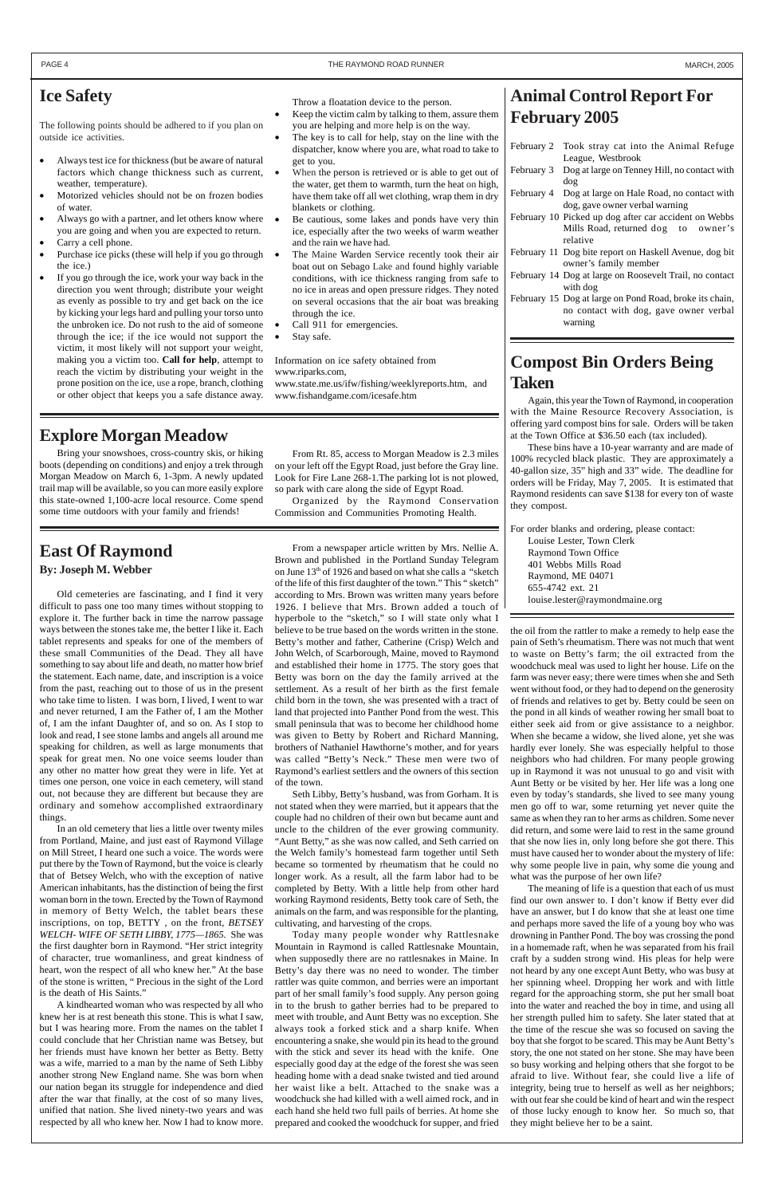## Ice Safety

The following points should be adhered to if you plan on outside ice activities.

- Always test ice for thickness (but be aware of natural factors which change thickness such as current, weather, temperature).
- Motorized vehicles should not be on frozen bodies of water.
- Always go with a partner, and let others know where you are going and when you are expected to return.
- Carry a cell phone.
- Purchase ice picks (these will help if you go through the ice.)
- If you go through the ice, work your way back in the direction you went through; distribute your weight as evenly as possible to try and get back on the ice by kicking your legs hard and pulling your torso unto the unbroken ice. Do not rush to the aid of someone through the ice; if the ice would not support the victim, it most likely will not support your weight, making you a victim too. **Call for help**, attempt to reach the victim by distributing your weight in the prone position on the ice, use a rope, branch, clothing or other object that keeps you a safe distance away. Throw a floatation device to the person.
- Keep the victim calm by talking to them, assure them you are helping and more help is on the way.
- The key is to call for help, stay on the line with the dispatcher, know where you are, what road to take to get to you.
- When the person is retrieved or is able to get out of the water, get them to warmth, turn the heat on high, have them take off all wet clothing, wrap them in dry blankets or clothing.
- Be cautious, some lakes and ponds have very thin ice, especially after the two weeks of warm weather and the rain we have had.
- The Maine Warden Service recently took their air boat out on Sebago Lake and found highly variable conditions, with ice thickness ranging from safe to no ice in areas and open pressure ridges. They noted on several occasions that the air boat was breaking through the ice.
- Call 911 for emergencies.
- Stay safe.

Information on ice safety obtained from www.riparks.com, www.state.me.us/ifw/fishing/weeklyreports.htm, and www.fishandgame.com/icesafe.htm

## Animal Control Report For February 2005

| | |
|---|---|
| February 2 | Took stray cat into the Animal Refuge League, Westbrook |
| February 3 | Dog at large on Tenney Hill, no contact with dog |
| February 4 | Dog at large on Hale Road, no contact with dog, gave owner verbal warning |
| February 10 | Picked up dog after car accident on Webbs Mills Road, returned dog to owner's relative |
| February 11 | Dog bite report on Haskell Avenue, dog bit owner's family member |
| February 14 | Dog at large on Roosevelt Trail, no contact with dog |
| February 15 | Dog at large on Pond Road, broke its chain, no contact with dog, gave owner verbal warning |

## Explore Morgan Meadow

Bring your snowshoes, cross-country skis, or hiking boots (depending on conditions) and enjoy a trek through Morgan Meadow on March 6, 1-3pm. A newly updated trail map will be available, so you can more easily explore this state-owned 1,100-acre local resource. Come spend some time outdoors with your family and friends!

From Rt. 85, access to Morgan Meadow is 2.3 miles on your left off the Egypt Road, just before the Gray line. Look for Fire Lane 268-1.The parking lot is not plowed, so park with care along the side of Egypt Road.

Organized by the Raymond Conservation Commission and Communities Promoting Health.

## Compost Bin Orders Being Taken

Again, this year the Town of Raymond, in cooperation with the Maine Resource Recovery Association, is offering yard compost bins for sale. Orders will be taken at the Town Office at $36.50 each (tax included).

These bins have a 10-year warranty and are made of 100% recycled black plastic. They are approximately a 40-gallon size, 35" high and 33" wide. The deadline for orders will be Friday, May 7, 2005. It is estimated that Raymond residents can save $138 for every ton of waste they compost.

For order blanks and ordering, please contact:
Louise Lester, Town Clerk
Raymond Town Office
401 Webbs Mills Road
Raymond, ME 04071
655-4742 ext. 21
louise.lester@raymondmaine.org

## East Of Raymond

**By: Joseph M. Webber**

Old cemeteries are fascinating, and I find it very difficult to pass one too many times without stopping to explore it. The further back in time the narrow passage ways between the stones take me, the better I like it. Each tablet represents and speaks for one of the members of these small Communities of the Dead. They all have something to say about life and death, no matter how brief the statement. Each name, date, and inscription is a voice from the past, reaching out to those of us in the present who take time to listen. I was born, I lived, I went to war and never returned, I am the Father of, I am the Mother of, I am the infant Daughter of, and so on. As I stop to look and read, I see stone lambs and angels all around me speaking for children, as well as large monuments that speak for great men. No one voice seems louder than any other no matter how great they were in life. Yet at times one person, one voice in each cemetery, will stand out, not because they are different but because they are ordinary and somehow accomplished extraordinary things.

In an old cemetery that lies a little over twenty miles from Portland, Maine, and just east of Raymond Village on Mill Street, I heard one such a voice. The words were put there by the Town of Raymond, but the voice is clearly that of Betsey Welch, who with the exception of native American inhabitants, has the distinction of being the first woman born in the town. Erected by the Town of Raymond in memory of Betty Welch, the tablet bears these inscriptions, on top, BETTY , on the front, *BETSEY WELCH- WIFE OF SETH LIBBY, 1775—1865.* She was the first daughter born in Raymond. "Her strict integrity of character, true womanliness, and great kindness of heart, won the respect of all who knew her." At the base of the stone is written, " Precious in the sight of the Lord is the death of His Saints."

A kindhearted woman who was respected by all who knew her is at rest beneath this stone. This is what I saw, but I was hearing more. From the names on the tablet I could conclude that her Christian name was Betsey, but her friends must have known her better as Betty. Betty was a wife, married to a man by the name of Seth Libby another strong New England name. She was born when our nation began its struggle for independence and died after the war that finally, at the cost of so many lives, unified that nation. She lived ninety-two years and was respected by all who knew her. Now I had to know more.

From a newspaper article written by Mrs. Nellie A. Brown and published in the Portland Sunday Telegram on June 13th of 1926 and based on what she calls a "sketch of the life of this first daughter of the town." This " sketch" according to Mrs. Brown was written many years before 1926. I believe that Mrs. Brown added a touch of hyperbole to the "sketch," so I will state only what I believe to be true based on the words written in the stone. Betty's mother and father, Catherine (Crisp) Welch and John Welch, of Scarborough, Maine, moved to Raymond and established their home in 1775. The story goes that Betty was born on the day the family arrived at the settlement. As a result of her birth as the first female child born in the town, she was presented with a tract of land that projected into Panther Pond from the west. This small peninsula that was to become her childhood home was given to Betty by Robert and Richard Manning, brothers of Nathaniel Hawthorne's mother, and for years was called "Betty's Neck." These men were two of Raymond's earliest settlers and the owners of this section of the town.

Seth Libby, Betty's husband, was from Gorham. It is not stated when they were married, but it appears that the couple had no children of their own but became aunt and uncle to the children of the ever growing community. "Aunt Betty," as she was now called, and Seth carried on the Welch family's homestead farm together until Seth became so tormented by rheumatism that he could no longer work. As a result, all the farm labor had to be completed by Betty. With a little help from other hard working Raymond residents, Betty took care of Seth, the animals on the farm, and was responsible for the planting, cultivating, and harvesting of the crops.

Today many people wonder why Rattlesnake Mountain in Raymond is called Rattlesnake Mountain, when supposedly there are no rattlesnakes in Maine. In Betty's day there was no need to wonder. The timber rattler was quite common, and berries were an important part of her small family's food supply. Any person going in to the brush to gather berries had to be prepared to meet with trouble, and Aunt Betty was no exception. She always took a forked stick and a sharp knife. When encountering a snake, she would pin its head to the ground with the stick and sever its head with the knife. One especially good day at the edge of the forest she was seen heading home with a dead snake twisted and tied around her waist like a belt. Attached to the snake was a woodchuck she had killed with a well aimed rock, and in each hand she held two full pails of berries. At home she prepared and cooked the woodchuck for supper, and fried the oil from the rattler to make a remedy to help ease the pain of Seth's rheumatism. There was not much that went to waste on Betty's farm; the oil extracted from the woodchuck meal was used to light her house. Life on the farm was never easy; there were times when she and Seth went without food, or they had to depend on the generosity of friends and relatives to get by. Betty could be seen on the pond in all kinds of weather rowing her small boat to either seek aid from or give assistance to a neighbor. When she became a widow, she lived alone, yet she was hardly ever lonely. She was especially helpful to those neighbors who had children. For many people growing up in Raymond it was not unusual to go and visit with Aunt Betty or be visited by her. Her life was a long one even by today's standards, she lived to see many young men go off to war, some returning yet never quite the same as when they ran to her arms as children. Some never did return, and some were laid to rest in the same ground that she now lies in, only long before she got there. This must have caused her to wonder about the mystery of life: why some people live in pain, why some die young and what was the purpose of her own life?

The meaning of life is a question that each of us must find our own answer to. I don't know if Betty ever did have an answer, but I do know that she at least one time and perhaps more saved the life of a young boy who was drowning in Panther Pond. The boy was crossing the pond in a homemade raft, when he was separated from his frail craft by a sudden strong wind. His pleas for help were not heard by any one except Aunt Betty, who was busy at her spinning wheel. Dropping her work and with little regard for the approaching storm, she put her small boat into the water and reached the boy in time, and using all her strength pulled him to safety. She later stated that at the time of the rescue she was so focused on saving the boy that she forgot to be scared. This may be Aunt Betty's story, the one not stated on her stone. She may have been so busy working and helping others that she forgot to be afraid to live. Without fear, she could live a life of integrity, being true to herself as well as her neighbors; with out fear she could be kind of heart and win the respect of those lucky enough to know her. So much so, that they might believe her to be a saint.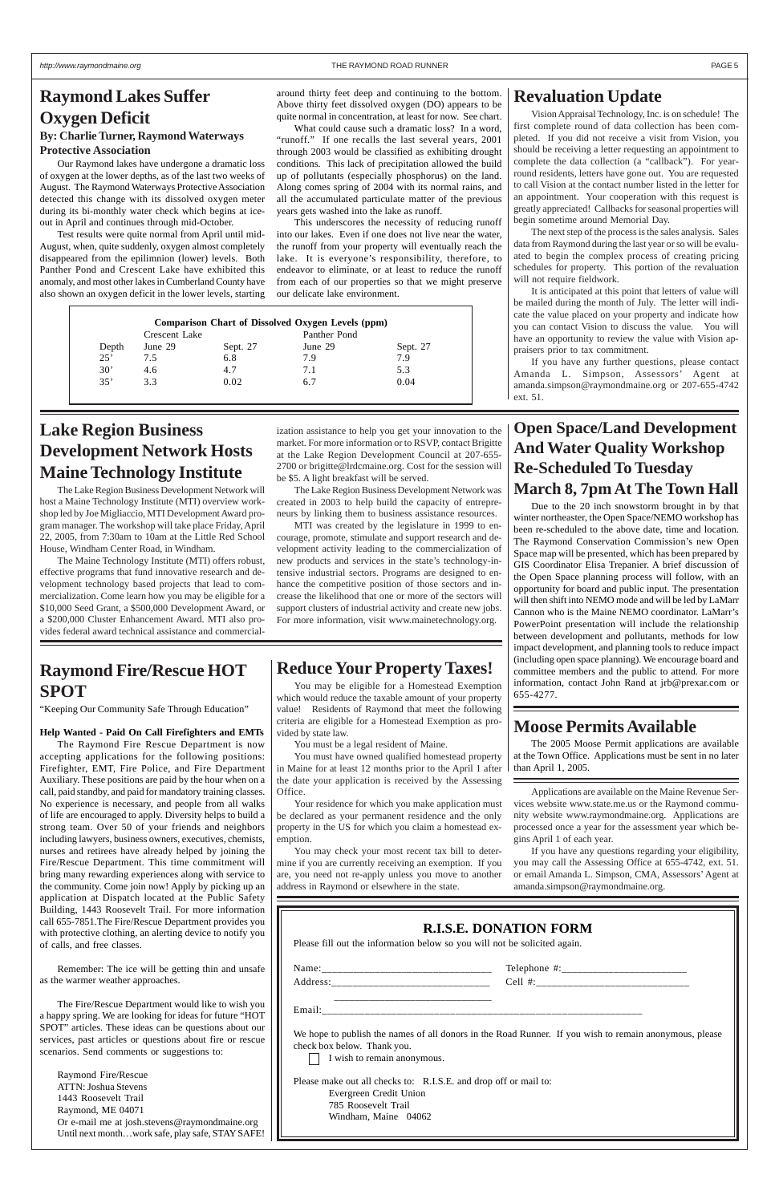## Raymond Lakes Suffer Oxygen Deficit

**By: Charlie Turner, Raymond Waterways Protective Association**

Our Raymond lakes have undergone a dramatic loss of oxygen at the lower depths, as of the last two weeks of August. The Raymond Waterways Protective Association detected this change with its dissolved oxygen meter during its bi-monthly water check which begins at ice-out in April and continues through mid-October.

Test results were quite normal from April until mid-August, when, quite suddenly, oxygen almost completely disappeared from the epilimnion (lower) levels. Both Panther Pond and Crescent Lake have exhibited this anomaly, and most other lakes in Cumberland County have also shown an oxygen deficit in the lower levels, starting around thirty feet deep and continuing to the bottom. Above thirty feet dissolved oxygen (DO) appears to be quite normal in concentration, at least for now. See chart.

What could cause such a dramatic loss? In a word, "runoff." If one recalls the last several years, 2001 through 2003 would be classified as exhibiting drought conditions. This lack of precipitation allowed the build up of pollutants (especially phosphorus) on the land. Along comes spring of 2004 with its normal rains, and all the accumulated particulate matter of the previous years gets washed into the lake as runoff.

This underscores the necessity of reducing runoff into our lakes. Even if one does not live near the water, the runoff from your property will eventually reach the lake. It is everyone's responsibility, therefore, to endeavor to eliminate, or at least to reduce the runoff from each of our properties so that we might preserve our delicate lake environment.

**Comparison Chart of Dissolved Oxygen Levels (ppm)**

| | Crescent Lake | | Panther Pond | |
|---|---|---|---|---|
| Depth | June 29 | Sept. 27 | June 29 | Sept. 27 |
| 25' | 7.5 | 6.8 | 7.9 | 7.9 |
| 30' | 4.6 | 4.7 | 7.1 | 5.3 |
| 35' | 3.3 | 0.02 | 6.7 | 0.04 |

## Revaluation Update

Vision Appraisal Technology, Inc. is on schedule! The first complete round of data collection has been completed. If you did not receive a visit from Vision, you should be receiving a letter requesting an appointment to call Vision at the contact number listed in the letter for an appointment. Your cooperation with this request is greatly appreciated! Callbacks for seasonal properties will begin sometime around Memorial Day.

The next step of the process is the sales analysis. Sales data from Raymond during the last year or so will be evaluated to begin the complex process of creating pricing schedules for property. This portion of the revaluation will not require fieldwork.

It is anticipated at this point that letters of value will be mailed during the month of July. The letter will indicate the value placed on your property and indicate how you can contact Vision to discuss the value. You will have an opportunity to review the value with Vision appraisers prior to tax commitment.

If you have any further questions, please contact Amanda L. Simpson, Assessors' Agent at amanda.simpson@raymondmaine.org or 207-655-4742 ext. 51.

## Lake Region Business Development Network Hosts Maine Technology Institute

The Lake Region Business Development Network will host a Maine Technology Institute (MTI) overview workshop led by Joe Migliaccio, MTI Development Award program manager. The workshop will take place Friday, April 22, 2005, from 7:30am to 10am at the Little Red School House, Windham Center Road, in Windham.

The Maine Technology Institute (MTI) offers robust, effective programs that fund innovative research and development technology based projects that lead to commercialization. Come learn how you may be eligible for a $10,000 Seed Grant, a $500,000 Development Award, or a $200,000 Cluster Enhancement Award. MTI also provides federal award technical assistance and commercialization assistance to help you get your innovation to the market. For more information or to RSVP, contact Brigitte at the Lake Region Development Council at 207-655-2700 or brigitte@lrdcmaine.org. Cost for the session will be $5. A light breakfast will be served.

The Lake Region Business Development Network was created in 2003 to help build the capacity of entrepreneurs by linking them to business assistance resources.

MTI was created by the legislature in 1999 to encourage, promote, stimulate and support research and development activity leading to the commercialization of new products and services in the state's technology-intensive industrial sectors. Programs are designed to enhance the competitive position of those sectors and increase the likelihood that one or more of the sectors will support clusters of industrial activity and create new jobs. For more information, visit www.mainetechnology.org.

## Open Space/Land Development And Water Quality Workshop Re-Scheduled To Tuesday March 8, 7pm At The Town Hall

Due to the 20 inch snowstorm brought in by that winter northeaster, the Open Space/NEMO workshop has been re-scheduled to the above date, time and location. The Raymond Conservation Commission's new Open Space map will be presented, which has been prepared by GIS Coordinator Elisa Trepanier. A brief discussion of the Open Space planning process will follow, with an opportunity for board and public input. The presentation will then shift into NEMO mode and will be led by LaMarr Cannon who is the Maine NEMO coordinator. LaMarr's PowerPoint presentation will include the relationship between development and pollutants, methods for low impact development, and planning tools to reduce impact (including open space planning). We encourage board and committee members and the public to attend. For more information, contact John Rand at jrb@prexar.com or 655-4277.

## Raymond Fire/Rescue HOT SPOT

"Keeping Our Community Safe Through Education"

**Help Wanted - Paid On Call Firefighters and EMTs**

The Raymond Fire Rescue Department is now accepting applications for the following positions: Firefighter, EMT, Fire Police, and Fire Department Auxiliary. These positions are paid by the hour when on a call, paid standby, and paid for mandatory training classes. No experience is necessary, and people from all walks of life are encouraged to apply. Diversity helps to build a strong team. Over 50 of your friends and neighbors including lawyers, business owners, executives, chemists, nurses and retirees have already helped by joining the Fire/Rescue Department. This time commitment will bring many rewarding experiences along with service to the community. Come join now! Apply by picking up an application at Dispatch located at the Public Safety Building, 1443 Roosevelt Trail. For more information call 655-7851.The Fire/Rescue Department provides you with protective clothing, an alerting device to notify you of calls, and free classes.

Remember: The ice will be getting thin and unsafe as the warmer weather approaches.

The Fire/Rescue Department would like to wish you a happy spring. We are looking for ideas for future "HOT SPOT" articles. These ideas can be questions about our services, past articles or questions about fire or rescue scenarios. Send comments or suggestions to:

Raymond Fire/Rescue
ATTN: Joshua Stevens
1443 Roosevelt Trail
Raymond, ME 04071
Or e-mail me at josh.stevens@raymondmaine.org
Until next month…work safe, play safe, STAY SAFE!

## Reduce Your Property Taxes!

You may be eligible for a Homestead Exemption which would reduce the taxable amount of your property value! Residents of Raymond that meet the following criteria are eligible for a Homestead Exemption as provided by state law.

You must be a legal resident of Maine.

You must have owned qualified homestead property in Maine for at least 12 months prior to the April 1 after the date your application is received by the Assessing Office.

Your residence for which you make application must be declared as your permanent residence and the only property in the US for which you claim a homestead exemption.

You may check your most recent tax bill to determine if you are currently receiving an exemption. If you are, you need not re-apply unless you move to another address in Raymond or elsewhere in the state.

## Moose Permits Available

The 2005 Moose Permit applications are available at the Town Office. Applications must be sent in no later than April 1, 2005.

Applications are available on the Maine Revenue Services website www.state.me.us or the Raymond community website www.raymondmaine.org. Applications are processed once a year for the assessment year which begins April 1 of each year.

If you have any questions regarding your eligibility, you may call the Assessing Office at 655-4742, ext. 51. or email Amanda L. Simpson, CMA, Assessors' Agent at amanda.simpson@raymondmaine.org.

## R.I.S.E. DONATION FORM

Please fill out the information below so you will not be solicited again.

Name:_______________________________ Telephone #:________________________

Address:_____________________________ Cell #:____________________________

_____________________________

Email:_______________________________________________________________

We hope to publish the names of all donors in the Road Runner. If you wish to remain anonymous, please check box below. Thank you.

☐ I wish to remain anonymous.

Please make out all checks to: R.I.S.E. and drop off or mail to:

Evergreen Credit Union
785 Roosevelt Trail
Windham, Maine 04062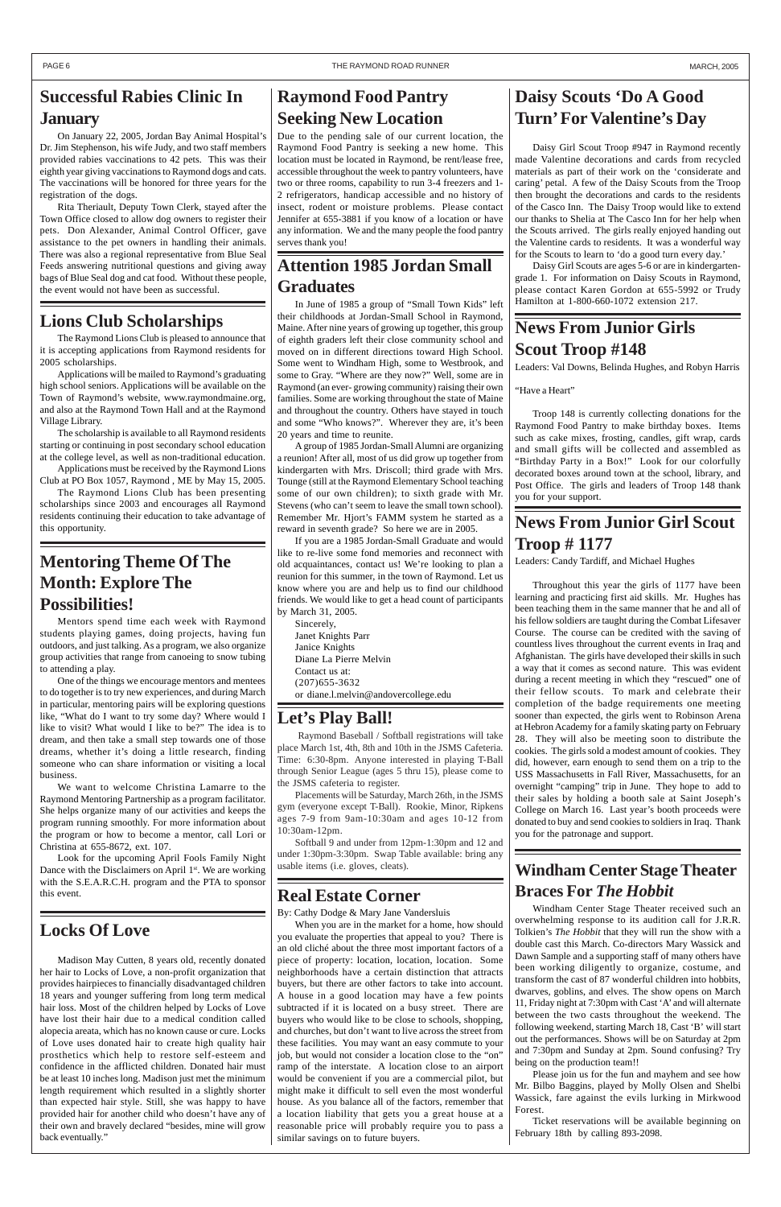## Successful Rabies Clinic In January

On January 22, 2005, Jordan Bay Animal Hospital's Dr. Jim Stephenson, his wife Judy, and two staff members provided rabies vaccinations to 42 pets. This was their eighth year giving vaccinations to Raymond dogs and cats. The vaccinations will be honored for three years for the registration of the dogs.

Rita Theriault, Deputy Town Clerk, stayed after the Town Office closed to allow dog owners to register their pets. Don Alexander, Animal Control Officer, gave assistance to the pet owners in handling their animals. There was also a regional representative from Blue Seal Feeds answering nutritional questions and giving away bags of Blue Seal dog and cat food. Without these people, the event would not have been as successful.

## Lions Club Scholarships

The Raymond Lions Club is pleased to announce that it is accepting applications from Raymond residents for 2005 scholarships.

Applications will be mailed to Raymond's graduating high school seniors. Applications will be available on the Town of Raymond's website, www.raymondmaine.org, and also at the Raymond Town Hall and at the Raymond Village Library.

The scholarship is available to all Raymond residents starting or continuing in post secondary school education at the college level, as well as non-traditional education.

Applications must be received by the Raymond Lions Club at PO Box 1057, Raymond , ME by May 15, 2005.

The Raymond Lions Club has been presenting scholarships since 2003 and encourages all Raymond residents continuing their education to take advantage of this opportunity.

## Mentoring Theme Of The Month: Explore The Possibilities!

Mentors spend time each week with Raymond students playing games, doing projects, having fun outdoors, and just talking. As a program, we also organize group activities that range from canoeing to snow tubing to attending a play.

One of the things we encourage mentors and mentees to do together is to try new experiences, and during March in particular, mentoring pairs will be exploring questions like, "What do I want to try some day? Where would I like to visit? What would I like to be?" The idea is to dream, and then take a small step towards one of those dreams, whether it's doing a little research, finding someone who can share information or visiting a local business.

We want to welcome Christina Lamarre to the Raymond Mentoring Partnership as a program facilitator. She helps organize many of our activities and keeps the program running smoothly. For more information about the program or how to become a mentor, call Lori or Christina at 655-8672, ext. 107.

Look for the upcoming April Fools Family Night Dance with the Disclaimers on April 1st. We are working with the S.E.A.R.C.H. program and the PTA to sponsor this event.

## Locks Of Love

Madison May Cutten, 8 years old, recently donated her hair to Locks of Love, a non-profit organization that provides hairpieces to financially disadvantaged children 18 years and younger suffering from long term medical hair loss. Most of the children helped by Locks of Love have lost their hair due to a medical condition called alopecia areata, which has no known cause or cure. Locks of Love uses donated hair to create high quality hair prosthetics which help to restore self-esteem and confidence in the afflicted children. Donated hair must be at least 10 inches long. Madison just met the minimum length requirement which resulted in a slightly shorter than expected hair style. Still, she was happy to have provided hair for another child who doesn't have any of their own and bravely declared "besides, mine will grow back eventually."

## Raymond Food Pantry Seeking New Location

Due to the pending sale of our current location, the Raymond Food Pantry is seeking a new home. This location must be located in Raymond, be rent/lease free, accessible throughout the week to pantry volunteers, have two or three rooms, capability to run 3-4 freezers and 1-2 refrigerators, handicap accessible and no history of insect, rodent or moisture problems. Please contact Jennifer at 655-3881 if you know of a location or have any information. We and the many people the food pantry serves thank you!

## Attention 1985 Jordan Small Graduates

In June of 1985 a group of "Small Town Kids" left their childhoods at Jordan-Small School in Raymond, Maine. After nine years of growing up together, this group of eighth graders left their close community school and moved on in different directions toward High School. Some went to Windham High, some to Westbrook, and some to Gray. "Where are they now?" Well, some are in Raymond (an ever- growing community) raising their own families. Some are working throughout the state of Maine and throughout the country. Others have stayed in touch and some "Who knows?". Wherever they are, it's been 20 years and time to reunite.

A group of 1985 Jordan-Small Alumni are organizing a reunion! After all, most of us did grow up together from kindergarten with Mrs. Driscoll; third grade with Mrs. Tounge (still at the Raymond Elementary School teaching some of our own children); to sixth grade with Mr. Stevens (who can't seem to leave the small town school). Remember Mr. Hjort's FAMM system he started as a reward in seventh grade? So here we are in 2005.

If you are a 1985 Jordan-Small Graduate and would like to re-live some fond memories and reconnect with old acquaintances, contact us! We're looking to plan a reunion for this summer, in the town of Raymond. Let us know where you are and help us to find our childhood friends. We would like to get a head count of participants by March 31, 2005.

Sincerely,
Janet Knights Parr
Janice Knights
Diane La Pierre Melvin
Contact us at:
(207)655-3632
or diane.l.melvin@andovercollege.edu

## Let's Play Ball!

Raymond Baseball / Softball registrations will take place March 1st, 4th, 8th and 10th in the JSMS Cafeteria. Time: 6:30-8pm. Anyone interested in playing T-Ball through Senior League (ages 5 thru 15), please come to the JSMS cafeteria to register.

Placements will be Saturday, March 26th, in the JSMS gym (everyone except T-Ball). Rookie, Minor, Ripkens ages 7-9 from 9am-10:30am and ages 10-12 from 10:30am-12pm.

Softball 9 and under from 12pm-1:30pm and 12 and under 1:30pm-3:30pm. Swap Table available: bring any usable items (i.e. gloves, cleats).

## Real Estate Corner

By: Cathy Dodge & Mary Jane Vandersluis

When you are in the market for a home, how should you evaluate the properties that appeal to you? There is an old cliché about the three most important factors of a piece of property: location, location, location. Some neighborhoods have a certain distinction that attracts buyers, but there are other factors to take into account. A house in a good location may have a few points subtracted if it is located on a busy street. There are buyers who would like to be close to schools, shopping, and churches, but don't want to live across the street from these facilities. You may want an easy commute to your job, but would not consider a location close to the "on" ramp of the interstate. A location close to an airport would be convenient if you are a commercial pilot, but might make it difficult to sell even the most wonderful house. As you balance all of the factors, remember that a location liability that gets you a great house at a reasonable price will probably require you to pass a similar savings on to future buyers.

## Daisy Scouts 'Do A Good Turn' For Valentine's Day

Daisy Girl Scout Troop #947 in Raymond recently made Valentine decorations and cards from recycled materials as part of their work on the 'considerate and caring' petal. A few of the Daisy Scouts from the Troop then brought the decorations and cards to the residents of the Casco Inn. The Daisy Troop would like to extend our thanks to Shelia at The Casco Inn for her help when the Scouts arrived. The girls really enjoyed handing out the Valentine cards to residents. It was a wonderful way for the Scouts to learn to 'do a good turn every day.'

Daisy Girl Scouts are ages 5-6 or are in kindergarten-grade 1. For information on Daisy Scouts in Raymond, please contact Karen Gordon at 655-5992 or Trudy Hamilton at 1-800-660-1072 extension 217.

## News From Junior Girls Scout Troop #148

Leaders: Val Downs, Belinda Hughes, and Robyn Harris

"Have a Heart"

Troop 148 is currently collecting donations for the Raymond Food Pantry to make birthday boxes. Items such as cake mixes, frosting, candles, gift wrap, cards and small gifts will be collected and assembled as "Birthday Party in a Box!" Look for our colorfully decorated boxes around town at the school, library, and Post Office. The girls and leaders of Troop 148 thank you for your support.

## News From Junior Girl Scout Troop # 1177

Leaders: Candy Tardiff, and Michael Hughes

Throughout this year the girls of 1177 have been learning and practicing first aid skills. Mr. Hughes has been teaching them in the same manner that he and all of his fellow soldiers are taught during the Combat Lifesaver Course. The course can be credited with the saving of countless lives throughout the current events in Iraq and Afghanistan. The girls have developed their skills in such a way that it comes as second nature. This was evident during a recent meeting in which they "rescued" one of their fellow scouts. To mark and celebrate their completion of the badge requirements one meeting sooner than expected, the girls went to Robinson Arena at Hebron Academy for a family skating party on February 28. They will also be meeting soon to distribute the cookies. The girls sold a modest amount of cookies. They did, however, earn enough to send them on a trip to the USS Massachusetts in Fall River, Massachusetts, for an overnight "camping" trip in June. They hope to add to their sales by holding a booth sale at Saint Joseph's College on March 16. Last year's booth proceeds were donated to buy and send cookies to soldiers in Iraq. Thank you for the patronage and support.

## Windham Center Stage Theater Braces For *The Hobbit*

Windham Center Stage Theater received such an overwhelming response to its audition call for J.R.R. Tolkien's *The Hobbit* that they will run the show with a double cast this March. Co-directors Mary Wassick and Dawn Sample and a supporting staff of many others have been working diligently to organize, costume, and transform the cast of 87 wonderful children into hobbits, dwarves, goblins, and elves. The show opens on March 11, Friday night at 7:30pm with Cast 'A' and will alternate between the two casts throughout the weekend. The following weekend, starting March 18, Cast 'B' will start out the performances. Shows will be on Saturday at 2pm and 7:30pm and Sunday at 2pm. Sound confusing? Try being on the production team!!

Please join us for the fun and mayhem and see how Mr. Bilbo Baggins, played by Molly Olsen and Shelbi Wassick, fare against the evils lurking in Mirkwood Forest.

Ticket reservations will be available beginning on February 18th by calling 893-2098.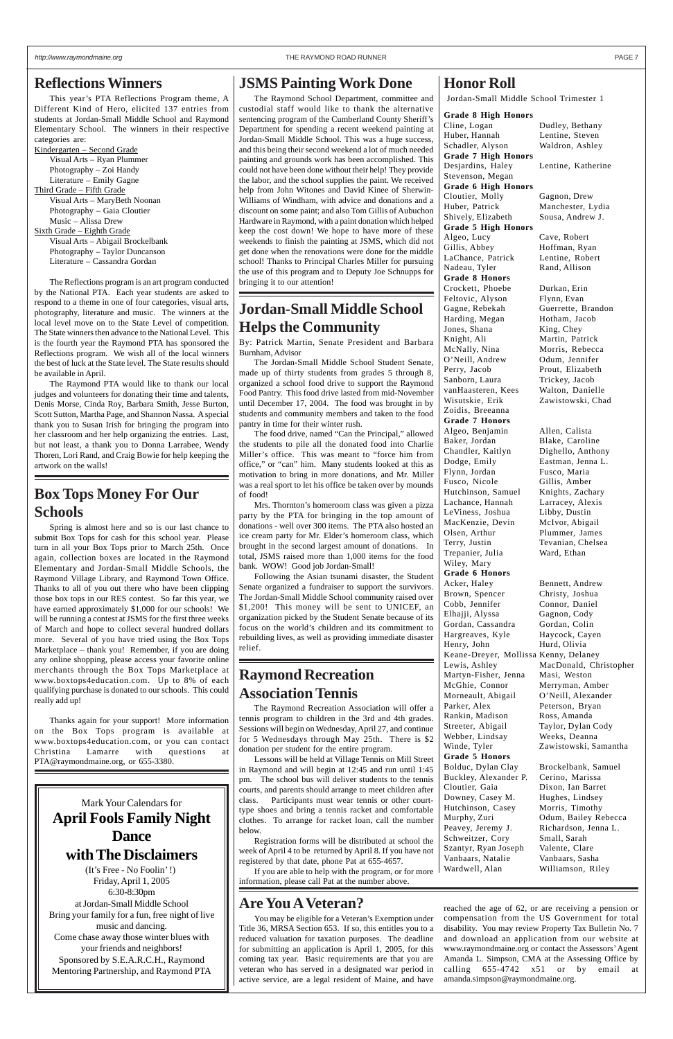## Reflections Winners

This year's PTA Reflections Program theme, A Different Kind of Hero, elicited 137 entries from students at Jordan-Small Middle School and Raymond Elementary School. The winners in their respective categories are:

Kindergarten – Second Grade
- Visual Arts – Ryan Plummer
- Photography – Zoi Handy
- Literature – Emily Gagne

Third Grade – Fifth Grade
- Visual Arts – MaryBeth Noonan
- Photography – Gaia Cloutier
- Music – Alissa Drew

Sixth Grade – Eighth Grade
- Visual Arts – Abigail Brockelbank
- Photography – Taylor Duncanson
- Literature – Cassandra Gordan

The Reflections program is an art program conducted by the National PTA. Each year students are asked to respond to a theme in one of four categories, visual arts, photography, literature and music. The winners at the local level move on to the State Level of competition. The State winners then advance to the National Level. This is the fourth year the Raymond PTA has sponsored the Reflections program. We wish all of the local winners the best of luck at the State level. The State results should be available in April.

The Raymond PTA would like to thank our local judges and volunteers for donating their time and talents, Denis Morse, Cinda Roy, Barbara Smith, Jesse Burton, Scott Sutton, Martha Page, and Shannon Nassa. A special thank you to Susan Irish for bringing the program into her classroom and her help organizing the entries. Last, but not least, a thank you to Donna Larrabee, Wendy Thoren, Lori Rand, and Craig Bowie for help keeping the artwork on the walls!

## Box Tops Money For Our Schools

Spring is almost here and so is our last chance to submit Box Tops for cash for this school year. Please turn in all your Box Tops prior to March 25th. Once again, collection boxes are located in the Raymond Elementary and Jordan-Small Middle Schools, the Raymond Village Library, and Raymond Town Office. Thanks to all of you out there who have been clipping those box tops in our RES contest. So far this year, we have earned approximately $1,000 for our schools! We will be running a contest at JSMS for the first three weeks of March and hope to collect several hundred dollars more. Several of you have tried using the Box Tops Marketplace – thank you! Remember, if you are doing any online shopping, please access your favorite online merchants through the Box Tops Marketplace at www.boxtops4education.com. Up to 8% of each qualifying purchase is donated to our schools. This could really add up!

Thanks again for your support! More information on the Box Tops program is available at www.boxtops4education.com, or you can contact Christina Lamarre with questions at PTA@raymondmaine.org, or 655-3380.

---

Mark Your Calendars for

**April Fools Family Night Dance with The Disclaimers**

(It's Free - No Foolin' !)
Friday, April 1, 2005
6:30-8:30pm
at Jordan-Small Middle School
Bring your family for a fun, free night of live music and dancing.
Come chase away those winter blues with your friends and neighbors!
Sponsored by S.E.A.R.C.H., Raymond Mentoring Partnership, and Raymond PTA

---

## JSMS Painting Work Done

The Raymond School Department, committee and custodial staff would like to thank the alternative sentencing program of the Cumberland County Sheriff's Department for spending a recent weekend painting at Jordan-Small Middle School. This was a huge success, and this being their second weekend a lot of much needed painting and grounds work has been accomplished. This could not have been done without their help! They provide the labor, and the school supplies the paint. We received help from John Witones and David Kinee of Sherwin-Williams of Windham, with advice and donations and a discount on some paint; and also Tom Gillis of Aubuchon Hardware in Raymond, with a paint donation which helped keep the cost down! We hope to have more of these weekends to finish the painting at JSMS, which did not get done when the renovations were done for the middle school! Thanks to Principal Charles Miller for pursuing the use of this program and to Deputy Joe Schnupps for bringing it to our attention!

## Jordan-Small Middle School Helps the Community

By: Patrick Martin, Senate President and Barbara Burnham, Advisor

The Jordan-Small Middle School Student Senate, made up of thirty students from grades 5 through 8, organized a school food drive to support the Raymond Food Pantry. This food drive lasted from mid-November until December 17, 2004. The food was brought in by students and community members and taken to the food pantry in time for their winter rush.

The food drive, named "Can the Principal," allowed the students to pile all the donated food into Charlie Miller's office. This was meant to "force him from office," or "can" him. Many students looked at this as motivation to bring in more donations, and Mr. Miller was a real sport to let his office be taken over by mounds of food!

Mrs. Thornton's homeroom class was given a pizza party by the PTA for bringing in the top amount of donations - well over 300 items. The PTA also hosted an ice cream party for Mr. Elder's homeroom class, which brought in the second largest amount of donations. In total, JSMS raised more than 1,000 items for the food bank. WOW! Good job Jordan-Small!

Following the Asian tsunami disaster, the Student Senate organized a fundraiser to support the survivors. The Jordan-Small Middle School community raised over $1,200! This money will be sent to UNICEF, an organization picked by the Student Senate because of its focus on the world's children and its commitment to rebuilding lives, as well as providing immediate disaster relief.

## Raymond Recreation Association Tennis

The Raymond Recreation Association will offer a tennis program to children in the 3rd and 4th grades. Sessions will begin on Wednesday, April 27, and continue for 5 Wednesdays through May 25th. There is $2 donation per student for the entire program.

Lessons will be held at Village Tennis on Mill Street in Raymond and will begin at 12:45 and run until 1:45 pm. The school bus will deliver students to the tennis courts, and parents should arrange to meet children after class. Participants must wear tennis or other court-type shoes and bring a tennis racket and comfortable clothes. To arrange for racket loan, call the number below.

Registration forms will be distributed at school the week of April 4 to be returned by April 8. If you have not registered by that date, phone Pat at 655-4657.

If you are able to help with the program, or for more information, please call Pat at the number above.

## Honor Roll

Jordan-Small Middle School Trimester 1

**Grade 8 High Honors**
Cline, Logan; Dudley, Bethany; Huber, Hannah; Lentine, Steven; Schadler, Alyson; Waldron, Ashley

**Grade 7 High Honors**
Desjardins, Haley; Lentine, Katherine; Stevenson, Megan

**Grade 6 High Honors**
Cloutier, Molly; Gagnon, Drew; Huber, Patrick; Manchester, Lydia; Shively, Elizabeth; Sousa, Andrew J.

**Grade 5 High Honors**
Algeo, Lucy; Cave, Robert; Gillis, Abbey; Hoffman, Ryan; LaChance, Patrick; Lentine, Robert; Nadeau, Tyler; Rand, Allison

**Grade 8 Honors**
Crockett, Phoebe; Durkan, Erin; Feltovic, Alyson; Flynn, Evan; Gagne, Rebekah; Guerrette, Brandon; Harding, Megan; Hotham, Jacob; Jones, Shana; King, Chey; Knight, Ali; Martin, Patrick; McNally, Nina; Morris, Rebecca; O'Neill, Andrew; Odum, Jennifer; Perry, Jacob; Prout, Elizabeth; Sanborn, Laura; Trickey, Jacob; vanHaasteren, Kees; Walton, Danielle; Wisutskie, Erik; Zawistowski, Chad; Zoidis, Breeanna

**Grade 7 Honors**
Algeo, Benjamin; Allen, Calista; Baker, Jordan; Blake, Caroline; Chandler, Kaitlyn; Dighello, Anthony; Dodge, Emily; Eastman, Jenna L.; Flynn, Jordan; Fusco, Maria; Fusco, Nicole; Gillis, Amber; Hutchinson, Samuel; Knights, Zachary; Lachance, Hannah; Larracey, Alexis; LeViness, Joshua; Libby, Dustin; MacKenzie, Devin; McIvor, Abigail; Olsen, Arthur; Plummer, James; Terry, Justin; Tevanian, Chelsea; Trepanier, Julia; Ward, Ethan; Wiley, Mary

**Grade 6 Honors**
Acker, Haley; Bennett, Andrew; Brown, Spencer; Christy, Joshua; Cobb, Jennifer; Connor, Daniel; Elhajji, Alyssa; Gagnon, Cody; Gordan, Cassandra; Gordan, Colin; Hargreaves, Kyle; Haycock, Cayen; Henry, John; Hurd, Olivia; Keane-Dreyer, Mollissa; Kenny, Delaney; Lewis, Ashley; MacDonald, Christopher; Martyn-Fisher, Jenna; Masi, Weston; McGhie, Connor; Merryman, Amber; Morneault, Abigail; O'Neill, Alexander; Parker, Alex; Peterson, Bryan; Rankin, Madison; Ross, Amanda; Streeter, Abigail; Taylor, Dylan Cody; Webber, Lindsay; Weeks, Deanna; Winde, Tyler; Zawistowski, Samantha

**Grade 5 Honors**
Bolduc, Dylan Clay; Brockelbank, Samuel; Buckley, Alexander P.; Cerino, Marissa; Cloutier, Gaia; Dixon, Ian Barret; Downey, Casey M.; Hughes, Lindsey; Hutchinson, Casey; Morris, Timothy; Murphy, Zuri; Odum, Bailey Rebecca; Peavey, Jeremy J.; Richardson, Jenna L.; Schweitzer, Cory; Small, Sarah; Szantyr, Ryan Joseph; Valente, Clare; Vanbaars, Natalie; Vanbaars, Sasha; Wardwell, Alan; Williamson, Riley

## Are You A Veteran?

You may be eligible for a Veteran's Exemption under Title 36, MRSA Section 653. If so, this entitles you to a reduced valuation for taxation purposes. The deadline for submitting an application is April 1, 2005, for this coming tax year. Basic requirements are that you are veteran who has served in a designated war period in active service, are a legal resident of Maine, and have reached the age of 62, or are receiving a pension or compensation from the US Government for total disability. You may review Property Tax Bulletin No. 7 and download an application from our website at www.raymondmaine.org or contact the Assessors' Agent Amanda L. Simpson, CMA at the Assessing Office by calling 655-4742 x51 or by email at amanda.simpson@raymondmaine.org.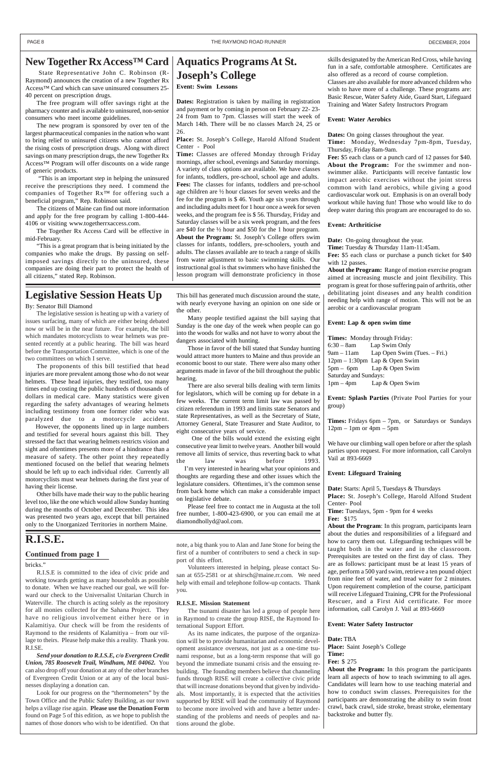## New Together Rx Access™ Card

State Representative John C. Robinson (R-Raymond) announces the creation of a new Together Rx Access™ Card which can save uninsured consumers 25-40 percent on prescription drugs.

The free program will offer savings right at the pharmacy counter and is available to uninsured, non-senior consumers who meet income guidelines.

The new program is sponsored by over ten of the largest pharmaceutical companies in the nation who want to bring relief to uninsured citizens who cannot afford the rising costs of prescription drugs. Along with direct savings on many prescription drugs, the new Together Rx Access™ Program will offer discounts on a wide range of generic products.

"This is an important step in helping the uninsured receive the prescriptions they need. I commend the companies of Together Rx™ for offering such a beneficial program," Rep. Robinson said.

The citizens of Maine can find out more information and apply for the free program by calling 1-800-444-4106 or visiting www.togetherrxaccess.com.

The Together Rx Access Card will be effective in mid-February.

"This is a great program that is being initiated by the companies who make the drugs. By passing on self-imposed savings directly to the uninsured, these companies are doing their part to protect the health of all citizens," stated Rep. Robinson.

## Aquatics Programs At St. Joseph's College

**Event: Swim Lessons**

**Dates:** Registration is taken by mailing in registration and payment or by coming in person on February 22- 23- 24 from 9am to 7pm. Classes will start the week of March 14th. There will be no classes March 24, 25 or 26.

**Place:** St. Joseph's College, Harold Alfond Student Center - Pool

**Time:** Classes are offered Monday through Friday mornings, after school, evenings and Saturday mornings. A variety of class options are available. We have classes for infants, toddlers, pre-school, school age and adults.

**Fees:** The classes for infants, toddlers and pre-school age children are ½ hour classes for seven weeks and the fee for the program is $ 46. Youth age six years through and including adults meet for 1 hour once a week for seven weeks, and the program fee is $ 56. Thursday, Friday and Saturday classes will be a six week program, and the fees are $40 for the ½ hour and $50 for the 1 hour program.

**About the Program:** St. Joseph's College offers swim classes for infants, toddlers, pre-schoolers, youth and adults. The classes available are to teach a range of skills from water adjustment to basic swimming skills. Our instructional goal is that swimmers who have finished the lesson program will demonstrate proficiency in those skills designated by the American Red Cross, while having fun in a safe, comfortable atmosphere. Certificates are also offered as a record of course completion.

Classes are also available for more advanced children who wish to have more of a challenge. These programs are: Basic Rescue, Water Safety Aide, Guard Start, Lifeguard Training and Water Safety Instructors Program

**Event: Water Aerobics**

**Dates:** On going classes throughout the year.

**Time:** Monday, Wednesday 7pm-8pm, Tuesday, Thursday, Friday 8am-9am.

**Fee:** $5 each class or a punch card of 12 passes for $40.

**About the Program:** For the swimmer and non-swimmer alike. Participants will receive fantastic low impact aerobic exercises without the joint stress common with land aerobics, while giving a good cardiovascular work out. Emphasis is on an overall body workout while having fun! Those who would like to do deep water during this program are encouraged to do so.

**Event: Arthriticise**

**Date:** On-going throughout the year.

**Time:** Tuesday & Thursday 11am-11:45am.

**Fee:** $5 each class or purchase a punch ticket for $40 with 12 passes.

**About the Program:** Range of motion exercise program aimed at increasing muscle and joint flexibility. This program is great for those suffering pain of arthritis, other debilitating joint diseases and any health condition needing help with range of motion. This will not be an aerobic or a cardiovascular program

**Event: Lap & open swim time**

**Times:** Monday through Friday:
6:30 – 8am Lap Swim Only
9am – 11am Lap Open Swim (Tues. – Fri.)
12pm – 1:30pm Lap & Open Swim
5pm – 6pm Lap & Open Swim
Saturday and Sundays:
1pm – 4pm Lap & Open Swim

**Event: Splash Parties** (Private Pool Parties for your group)

**Times:** Fridays 6pm – 7pm, or Saturdays or Sundays 12pm – 1pm or 4pm – 5pm

We have our climbing wall open before or after the splash parties upon request. For more information, call Carolyn Vail at 893-6669

**Event: Lifeguard Training**

**Date:** Starts: April 5, Tuesdays & Thursdays

**Place:** St. Joseph's College, Harold Alfond Student Center- Pool

**Time:** Tuesdays, 5pm - 9pm for 4 weeks

**Fee:** $175

**About the Program**: In this program, participants learn about the duties and responsibilities of a lifeguard and how to carry them out. Lifeguarding techniques will be taught both in the water and in the classroom. Prerequisites are tested on the first day of class. They are as follows: participant must be at least 15 years of age, perform a 500 yard swim, retrieve a ten pound object from nine feet of water, and tread water for 2 minutes. Upon requirement completion of the course, participant will receive Lifeguard Training, CPR for the Professional Rescuer, and a First Aid certificate. For more information, call Carolyn J. Vail at 893-6669

**Event: Water Safety Instructor**

**Date:** TBA

**Place:** Saint Joseph's College

**Time:**

**Fee:** $ 275

**About the Program:** In this program the participants learn all aspects of how to teach swimming to all ages. Candidates will learn how to use teaching material and how to conduct swim classes. Prerequisites for the participants are demonstrating the ability to swim front crawl, back crawl, side stroke, breast stroke, elementary backstroke and butter fly.

## Legislative Session Heats Up

By: Senator Bill Diamond

The legislative session is heating up with a variety of issues surfacing, many of which are either being debated now or will be in the near future. For example, the bill which mandates motorcyclists to wear helmets was presented recently at a public hearing. The bill was heard before the Transportation Committee, which is one of the two committees on which I serve.

The proponents of this bill testified that head injuries are more prevalent among those who do not wear helmets. These head injuries, they testified, too many times end up costing the public hundreds of thousands of dollars in medical care. Many statistics were given regarding the safety advantages of wearing helmets including testimony from one former rider who was paralyzed due to a motorcycle accident.

However, the opponents lined up in large numbers and testified for several hours against this bill. They stressed the fact that wearing helmets restricts vision and sight and oftentimes presents more of a hindrance than a measure of safety. The other point they repeatedly mentioned focused on the belief that wearing helmets should be left up to each individual rider. Currently all motorcyclists must wear helmets during the first year of having their license.

Other bills have made their way to the public hearing level too, like the one which would allow Sunday hunting during the months of October and December. This idea was presented two years ago, except that bill pertained only to the Unorganized Territories in northern Maine. This bill has generated much discussion around the state, with nearly everyone having an opinion on one side or the other.

Many people testified against the bill saying that Sunday is the one day of the week when people can go into the woods for walks and not have to worry about the dangers associated with hunting.

Those in favor of the bill stated that Sunday hunting would attract more hunters to Maine and thus provide an economic boost to our state. There were also many other arguments made in favor of the bill throughout the public hearing.

There are also several bills dealing with term limits for legislators, which will be coming up for debate in a few weeks. The current term limit law was passed by citizen referendum in 1993 and limits state Senators and state Representatives, as well as the Secretary of State, Attorney General, State Treasurer and State Auditor, to eight consecutive years of service.

One of the bills would extend the existing eight consecutive year limit to twelve years. Another bill would remove all limits of service, thus reverting back to what the law was before 1993.

I'm very interested in hearing what your opinions and thoughts are regarding these and other issues which the legislature considers. Oftentimes, it's the common sense from back home which can make a considerable impact on legislative debate.

Please feel free to contact me in Augusta at the toll free number, 1-800-423-6900, or you can email me at diamondhollyd@aol.com.

## R.I.S.E.

### Continued from page 1

bricks."

R.I.S.E is committed to the idea of civic pride and working towards getting as many households as possible to donate. When we have reached our goal, we will forward our check to the Universalist Unitarian Church in Waterville. The church is acting solely as the repository for all monies collected for the Sahana Project. They have no religious involvement either here or in Kalamitiya. Our check will be from the residents of Raymond to the residents of Kalamitiya – from our village to theirs. Please help make this a reality. Thank you. R.I.SE.

***Send your donation to R.I.S.E, c/o Evergreen Credit Union, 785 Roosevelt Trail, Windham, ME 04062.*** You can also drop off your donation at any of the other branches of Evergreen Credit Union or at any of the local businesses displaying a donation can.

Look for our progress on the "thermometers" by the Town Office and the Public Safety Building, as our town helps a village rise again. **Please use the Donation Form** found on Page 5 of this edition, as we hope to publish the names of those donors who wish to be identified. On that note, a big thank you to Alan and Jane Stone for being the first of a number of contributers to send a check in support of this effort.

Volunteers interested in helping, please contact Susan at 655-2581 or at shirsch@maine.rr.com. We need help with email and telephone follow-up contacts. Thank you.

**R.I.S.E. Mission Statement**

The tsunami disaster has led a group of people here in Raymond to create the group RISE, the Raymond International Support Effort.

As its name indicates, the purpose of the organization will be to provide humanitarian and economic development assistance overseas, not just as a one-time tsunami response, but as a long-term response that will go beyond the immediate tsunami crisis and the ensuing rebuilding. The founding members believe that channeling funds through RISE will create a collective civic pride that will increase donations beyond that given by individuals. Most importantly, it is expected that the activities supported by RISE will lead the community of Raymond to become more involved with and have a better understanding of the problems and needs of peoples and nations around the globe.